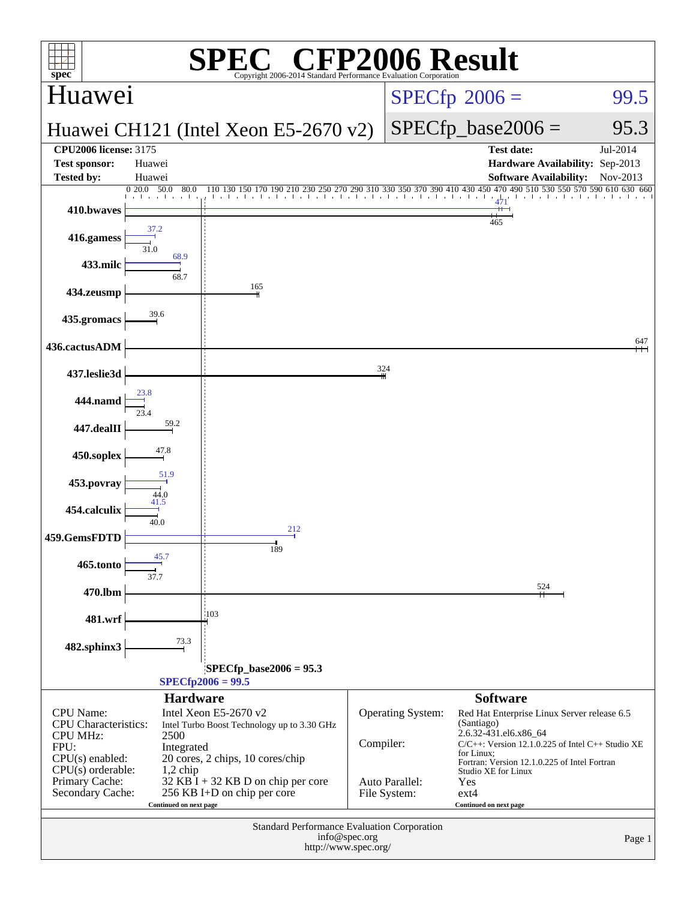# SPEC® CFP2006 Result

Copyright 2006-2014 Standard Performance Evaluation Corporation

## Huawei

**Huawei CH121 (Intel Xeon E5-2670 v2)**

SPECfp 2006 = 99.5

SPECfp_base2006 = 95.3

| | | | |
|---|---|---|---|
| **CPU2006 license:** 3175 | | **Test date:** | Jul-2014 |
| **Test sponsor:** | Huawei | **Hardware Availability:** | Sep-2013 |
| **Tested by:** | Huawei | **Software Availability:** | Nov-2013 |

| Benchmark | Peak | Base |
|---|---|---|
| 410.bwaves | 471 | 465 |
| 416.gamess | 37.2 | 31.0 |
| 433.milc | 68.9 | 68.7 |
| 434.zeusmp | | 165 |
| 435.gromacs | | 39.6 |
| 436.cactusADM | | 647 |
| 437.leslie3d | | 324 |
| 444.namd | 23.8 | 23.4 |
| 447.dealII | | 59.2 |
| 450.soplex | | 47.8 |
| 453.povray | 51.9 | 44.0 |
| 454.calculix | 41.5 | 40.0 |
| 459.GemsFDTD | 212 | 189 |
| 465.tonto | 45.7 | 37.7 |
| 470.lbm | | 524 |
| 481.wrf | | 103 |
| 482.sphinx3 | | 73.3 |

SPECfp_base2006 = 95.3

SPECfp2006 = 99.5

### Hardware

| | |
|---|---|
| CPU Name: | Intel Xeon E5-2670 v2 |
| CPU Characteristics: | Intel Turbo Boost Technology up to 3.30 GHz |
| CPU MHz: | 2500 |
| FPU: | Integrated |
| CPU(s) enabled: | 20 cores, 2 chips, 10 cores/chip |
| CPU(s) orderable: | 1,2 chip |
| Primary Cache: | 32 KB I + 32 KB D on chip per core |
| Secondary Cache: | 256 KB I+D on chip per core |

Continued on next page

### Software

| | |
|---|---|
| Operating System: | Red Hat Enterprise Linux Server release 6.5 (Santiago) 2.6.32-431.el6.x86_64 |
| Compiler: | C/C++: Version 12.1.0.225 of Intel C++ Studio XE for Linux; Fortran: Version 12.1.0.225 of Intel Fortran Studio XE for Linux |
| Auto Parallel: | Yes |
| File System: | ext4 |

Continued on next page

Standard Performance Evaluation Corporation
info@spec.org
http://www.spec.org/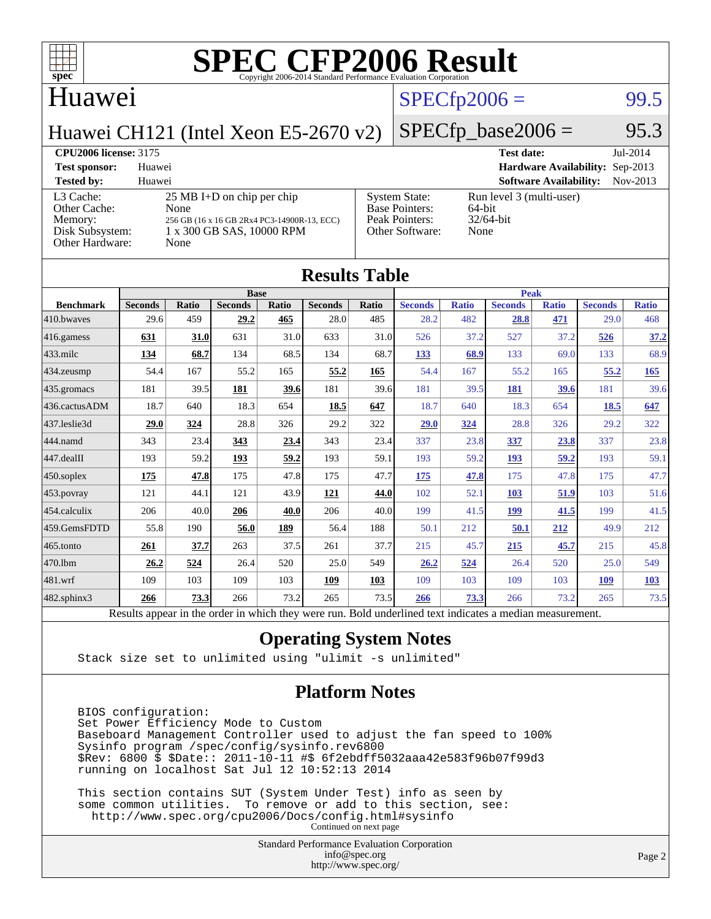# SPEC CFP2006 Result

Copyright 2006-2014 Standard Performance Evaluation Corporation

## Huawei

**SPECfp2006 = 99.5**

Huawei CH121 (Intel Xeon E5-2670 v2)

**SPECfp_base2006 = 95.3**

| | | | |
|---|---|---|---|
| **CPU2006 license:** 3175 | | **Test date:** | Jul-2014 |
| **Test sponsor:** | Huawei | **Hardware Availability:** | Sep-2013 |
| **Tested by:** | Huawei | **Software Availability:** | Nov-2013 |

| | | | |
|---|---|---|---|
| L3 Cache: | 25 MB I+D on chip per chip | System State: | Run level 3 (multi-user) |
| Other Cache: | None | Base Pointers: | 64-bit |
| Memory: | 256 GB (16 x 16 GB 2Rx4 PC3-14900R-13, ECC) | Peak Pointers: | 32/64-bit |
| Disk Subsystem: | 1 x 300 GB SAS, 10000 RPM | Other Software: | None |
| Other Hardware: | None | | |

## Results Table

| Benchmark | Base | | | | | | Peak | | | | | |
|---|---|---|---|---|---|---|---|---|---|---|---|---|
| | Seconds | Ratio | Seconds | Ratio | Seconds | Ratio | Seconds | Ratio | Seconds | Ratio | Seconds | Ratio |
| 410.bwaves | 29.6 | 459 | **29.2** | **465** | 28.0 | 485 | 28.2 | 482 | **28.8** | **471** | 29.0 | 468 |
| 416.gamess | **631** | **31.0** | 631 | 31.0 | 633 | 31.0 | 526 | 37.2 | 527 | 37.2 | **526** | **37.2** |
| 433.milc | **134** | **68.7** | 134 | 68.5 | 134 | 68.7 | **133** | **68.9** | 133 | 69.0 | 133 | 68.9 |
| 434.zeusmp | 54.4 | 167 | 55.2 | 165 | **55.2** | **165** | 54.4 | 167 | 55.2 | 165 | **55.2** | **165** |
| 435.gromacs | 181 | 39.5 | **181** | **39.6** | 181 | 39.6 | 181 | 39.5 | **181** | **39.6** | 181 | 39.6 |
| 436.cactusADM | 18.7 | 640 | 18.3 | 654 | **18.5** | **647** | 18.7 | 640 | 18.3 | 654 | **18.5** | **647** |
| 437.leslie3d | **29.0** | **324** | 28.8 | 326 | 29.2 | 322 | **29.0** | **324** | 28.8 | 326 | 29.2 | 322 |
| 444.namd | 343 | 23.4 | **343** | **23.4** | 343 | 23.4 | 337 | 23.8 | **337** | **23.8** | 337 | 23.8 |
| 447.dealII | 193 | 59.2 | **193** | **59.2** | 193 | 59.1 | 193 | 59.2 | **193** | **59.2** | 193 | 59.1 |
| 450.soplex | **175** | **47.8** | 175 | 47.8 | 175 | 47.7 | **175** | **47.8** | 175 | 47.8 | 175 | 47.7 |
| 453.povray | 121 | 44.1 | 121 | 43.9 | **121** | **44.0** | 102 | 52.1 | **103** | **51.9** | 103 | 51.6 |
| 454.calculix | 206 | 40.0 | **206** | **40.0** | 206 | 40.0 | 199 | 41.5 | **199** | **41.5** | 199 | 41.5 |
| 459.GemsFDTD | 55.8 | 190 | **56.0** | **189** | 56.4 | 188 | 50.1 | 212 | **50.1** | **212** | 49.9 | 212 |
| 465.tonto | **261** | **37.7** | 263 | 37.5 | 261 | 37.7 | 215 | 45.7 | **215** | **45.7** | 215 | 45.8 |
| 470.lbm | **26.2** | **524** | 26.4 | 520 | 25.0 | 549 | **26.2** | **524** | 26.4 | 520 | 25.0 | 549 |
| 481.wrf | 109 | 103 | 109 | 103 | **109** | **103** | 109 | 103 | 109 | 103 | **109** | **103** |
| 482.sphinx3 | **266** | **73.3** | 266 | 73.2 | 265 | 73.5 | **266** | **73.3** | 266 | 73.2 | 265 | 73.5 |

Results appear in the order in which they were run. Bold underlined text indicates a median measurement.

## Operating System Notes

```
Stack size set to unlimited using "ulimit -s unlimited"
```

## Platform Notes

```
BIOS configuration:
Set Power Efficiency Mode to Custom
Baseboard Management Controller used to adjust the fan speed to 100%
Sysinfo program /spec/config/sysinfo.rev6800
$Rev: 6800 $ $Date:: 2011-10-11 #$ 6f2ebdff5032aaa42e583f96b07f99d3
running on localhost Sat Jul 12 10:52:13 2014

This section contains SUT (System Under Test) info as seen by
some common utilities.  To remove or add to this section, see:
  http://www.spec.org/cpu2006/Docs/config.html#sysinfo
```

Continued on next page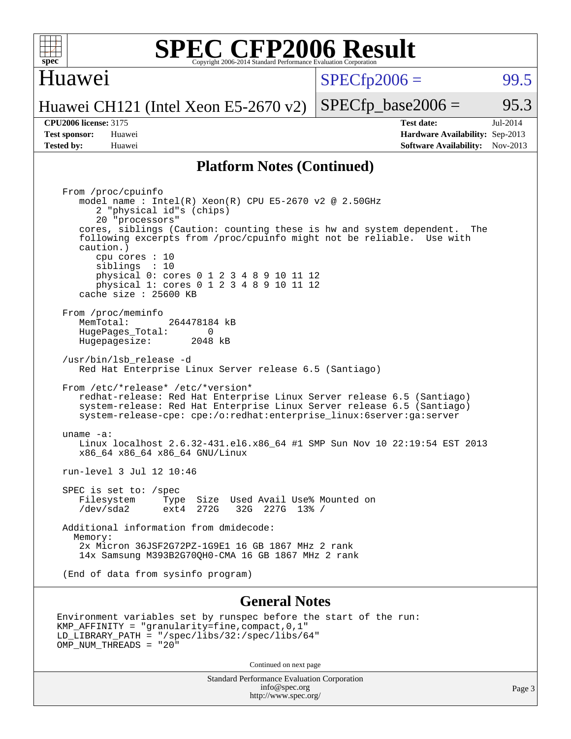## Platform Notes (Continued)

```
From /proc/cpuinfo
   model name : Intel(R) Xeon(R) CPU E5-2670 v2 @ 2.50GHz
      2 "physical id"s (chips)
      20 "processors"
   cores, siblings (Caution: counting these is hw and system dependent.  The
   following excerpts from /proc/cpuinfo might not be reliable.  Use with
   caution.)
      cpu cores : 10
      siblings  : 10
      physical 0: cores 0 1 2 3 4 8 9 10 11 12
      physical 1: cores 0 1 2 3 4 8 9 10 11 12
   cache size : 25600 KB

From /proc/meminfo
   MemTotal:       264478184 kB
   HugePages_Total:       0
   Hugepagesize:       2048 kB

/usr/bin/lsb_release -d
   Red Hat Enterprise Linux Server release 6.5 (Santiago)

From /etc/*release* /etc/*version*
   redhat-release: Red Hat Enterprise Linux Server release 6.5 (Santiago)
   system-release: Red Hat Enterprise Linux Server release 6.5 (Santiago)
   system-release-cpe: cpe:/o:redhat:enterprise_linux:6server:ga:server

uname -a:
   Linux localhost 2.6.32-431.el6.x86_64 #1 SMP Sun Nov 10 22:19:54 EST 2013
   x86_64 x86_64 x86_64 GNU/Linux

run-level 3 Jul 12 10:46

SPEC is set to: /spec
   Filesystem     Type  Size  Used Avail Use% Mounted on
   /dev/sda2      ext4  272G   32G  227G  13% /

Additional information from dmidecode:
  Memory:
   2x Micron 36JSF2G72PZ-1G9E1 16 GB 1867 MHz 2 rank
   14x Samsung M393B2G70QH0-CMA 16 GB 1867 MHz 2 rank

(End of data from sysinfo program)
```

## General Notes

```
Environment variables set by runspec before the start of the run:
KMP_AFFINITY = "granularity=fine,compact,0,1"
LD_LIBRARY_PATH = "/spec/libs/32:/spec/libs/64"
OMP_NUM_THREADS = "20"
```

Continued on next page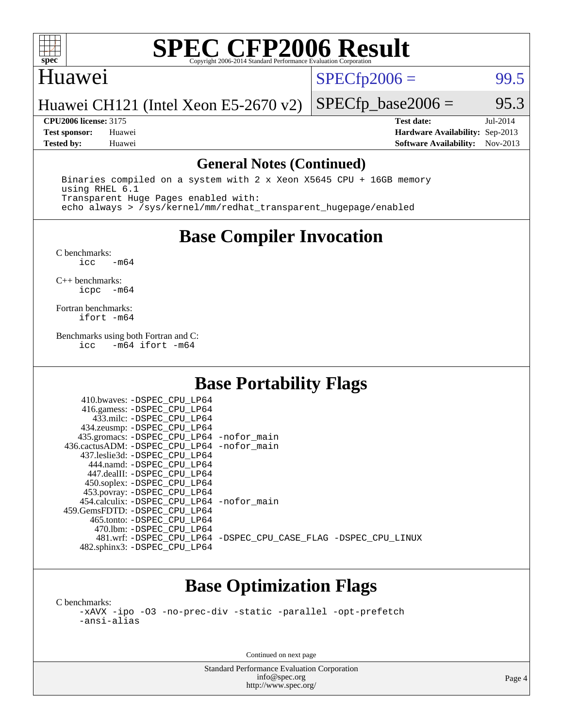# SPEC CFP2006 Result

Copyright 2006-2014 Standard Performance Evaluation Corporation

**Huawei**

**Huawei CH121 (Intel Xeon E5-2670 v2)**

SPECfp2006 = 99.5

SPECfp_base2006 = 95.3

| | | | |
|---|---|---|---|
| **CPU2006 license:** 3175 | | **Test date:** | Jul-2014 |
| **Test sponsor:** | Huawei | **Hardware Availability:** | Sep-2013 |
| **Tested by:** | Huawei | **Software Availability:** | Nov-2013 |

## General Notes (Continued)

```
Binaries compiled on a system with 2 x Xeon X5645 CPU + 16GB memory
using RHEL 6.1
Transparent Huge Pages enabled with:
echo always > /sys/kernel/mm/redhat_transparent_hugepage/enabled
```

## Base Compiler Invocation

C benchmarks:
```
icc   -m64
```

C++ benchmarks:
```
icpc  -m64
```

Fortran benchmarks:
```
ifort -m64
```

Benchmarks using both Fortran and C:
```
icc   -m64 ifort -m64
```

## Base Portability Flags

```
     410.bwaves: -DSPEC_CPU_LP64
     416.gamess: -DSPEC_CPU_LP64
       433.milc: -DSPEC_CPU_LP64
     434.zeusmp: -DSPEC_CPU_LP64
    435.gromacs: -DSPEC_CPU_LP64 -nofor_main
 436.cactusADM: -DSPEC_CPU_LP64 -nofor_main
    437.leslie3d: -DSPEC_CPU_LP64
       444.namd: -DSPEC_CPU_LP64
     447.dealII: -DSPEC_CPU_LP64
     450.soplex: -DSPEC_CPU_LP64
     453.povray: -DSPEC_CPU_LP64
   454.calculix: -DSPEC_CPU_LP64 -nofor_main
  459.GemsFDTD: -DSPEC_CPU_LP64
      465.tonto: -DSPEC_CPU_LP64
        470.lbm: -DSPEC_CPU_LP64
        481.wrf: -DSPEC_CPU_LP64 -DSPEC_CPU_CASE_FLAG -DSPEC_CPU_LINUX
    482.sphinx3: -DSPEC_CPU_LP64
```

## Base Optimization Flags

C benchmarks:
```
-xAVX -ipo -O3 -no-prec-div -static -parallel -opt-prefetch
-ansi-alias
```

Continued on next page

Standard Performance Evaluation Corporation
info@spec.org
http://www.spec.org/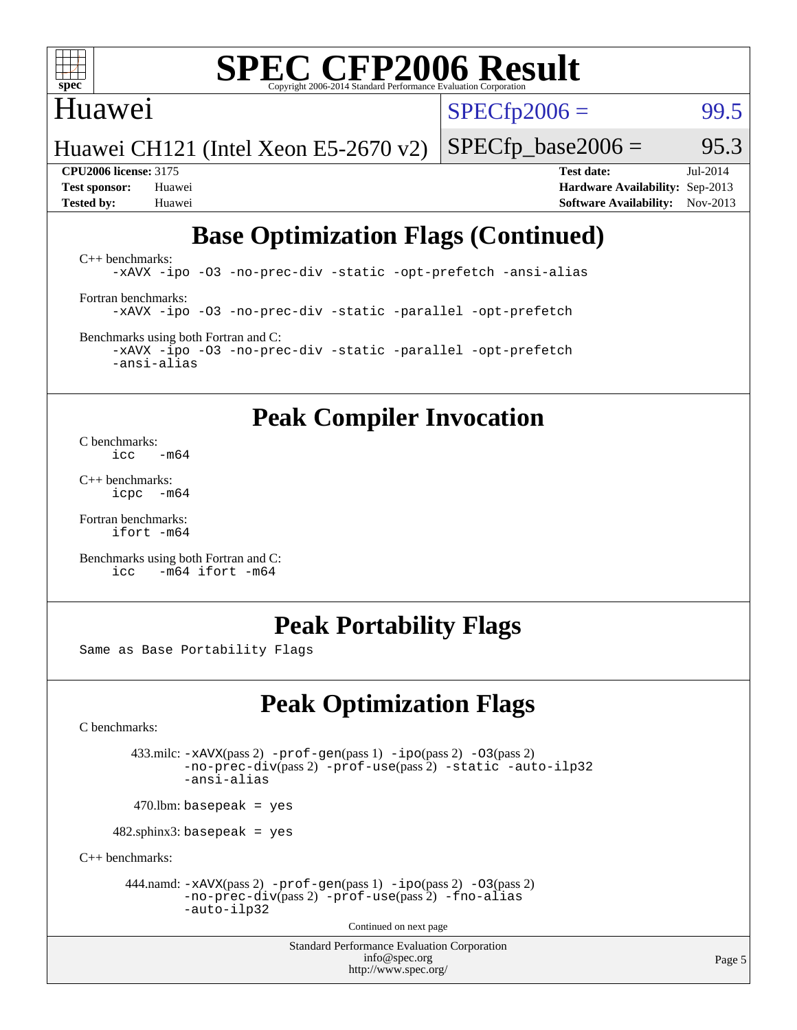# Base Optimization Flags (Continued)

C++ benchmarks:

```
-xAVX -ipo -O3 -no-prec-div -static -opt-prefetch -ansi-alias
```

Fortran benchmarks:

```
-xAVX -ipo -O3 -no-prec-div -static -parallel -opt-prefetch
```

Benchmarks using both Fortran and C:

```
-xAVX -ipo -O3 -no-prec-div -static -parallel -opt-prefetch
-ansi-alias
```

# Peak Compiler Invocation

C benchmarks:

```
icc   -m64
```

C++ benchmarks:

```
icpc  -m64
```

Fortran benchmarks:

```
ifort -m64
```

Benchmarks using both Fortran and C:

```
icc   -m64 ifort -m64
```

# Peak Portability Flags

Same as Base Portability Flags

# Peak Optimization Flags

C benchmarks:

433.milc: -xAVX(pass 2) -prof-gen(pass 1) -ipo(pass 2) -O3(pass 2) -no-prec-div(pass 2) -prof-use(pass 2) -static -auto-ilp32 -ansi-alias

470.lbm: basepeak = yes

482.sphinx3: basepeak = yes

C++ benchmarks:

444.namd: -xAVX(pass 2) -prof-gen(pass 1) -ipo(pass 2) -O3(pass 2) -no-prec-div(pass 2) -prof-use(pass 2) -fno-alias -auto-ilp32

Continued on next page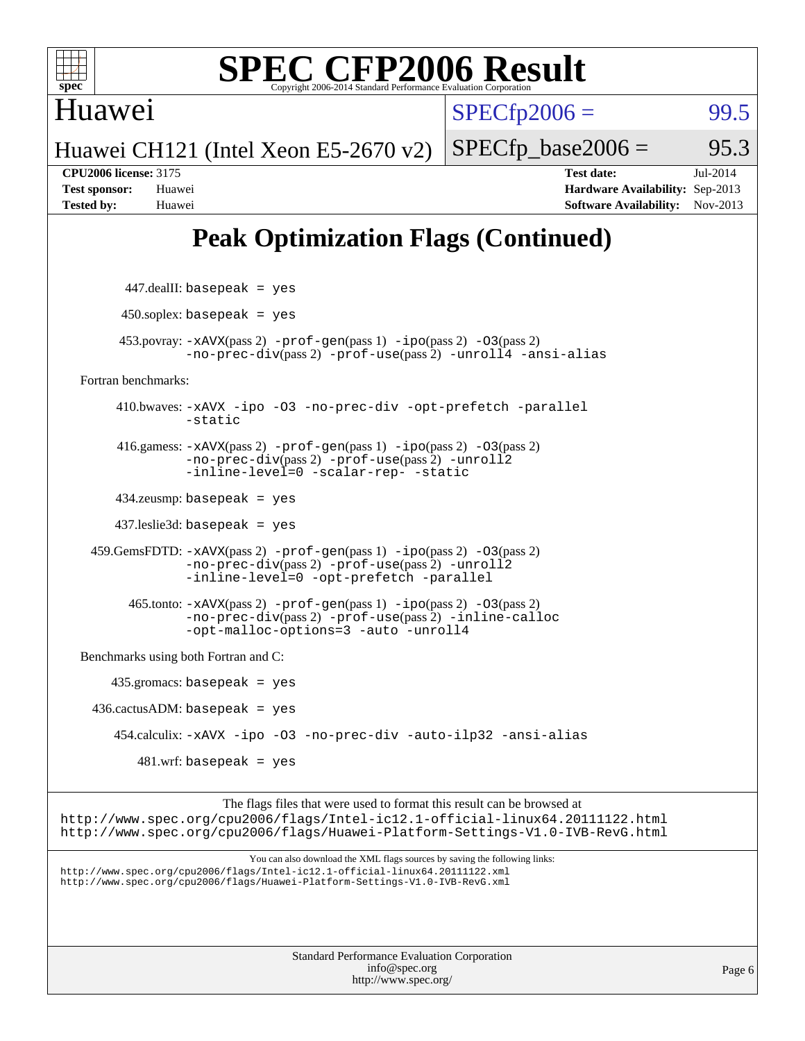# Peak Optimization Flags (Continued)

447.dealII: basepeak = yes

450.soplex: basepeak = yes

453.povray: -xAVX(pass 2) -prof-gen(pass 1) -ipo(pass 2) -O3(pass 2) -no-prec-div(pass 2) -prof-use(pass 2) -unroll4 -ansi-alias

Fortran benchmarks:

410.bwaves: -xAVX -ipo -O3 -no-prec-div -opt-prefetch -parallel -static

416.gamess: -xAVX(pass 2) -prof-gen(pass 1) -ipo(pass 2) -O3(pass 2) -no-prec-div(pass 2) -prof-use(pass 2) -unroll2 -inline-level=0 -scalar-rep- -static

434.zeusmp: basepeak = yes

437.leslie3d: basepeak = yes

459.GemsFDTD: -xAVX(pass 2) -prof-gen(pass 1) -ipo(pass 2) -O3(pass 2) -no-prec-div(pass 2) -prof-use(pass 2) -unroll2 -inline-level=0 -opt-prefetch -parallel

465.tonto: -xAVX(pass 2) -prof-gen(pass 1) -ipo(pass 2) -O3(pass 2) -no-prec-div(pass 2) -prof-use(pass 2) -inline-calloc -opt-malloc-options=3 -auto -unroll4

Benchmarks using both Fortran and C:

435.gromacs: basepeak = yes

436.cactusADM: basepeak = yes

454.calculix: -xAVX -ipo -O3 -no-prec-div -auto-ilp32 -ansi-alias

481.wrf: basepeak = yes

The flags files that were used to format this result can be browsed at
http://www.spec.org/cpu2006/flags/Intel-ic12.1-official-linux64.20111122.html
http://www.spec.org/cpu2006/flags/Huawei-Platform-Settings-V1.0-IVB-RevG.html

You can also download the XML flags sources by saving the following links:
http://www.spec.org/cpu2006/flags/Intel-ic12.1-official-linux64.20111122.xml
http://www.spec.org/cpu2006/flags/Huawei-Platform-Settings-V1.0-IVB-RevG.xml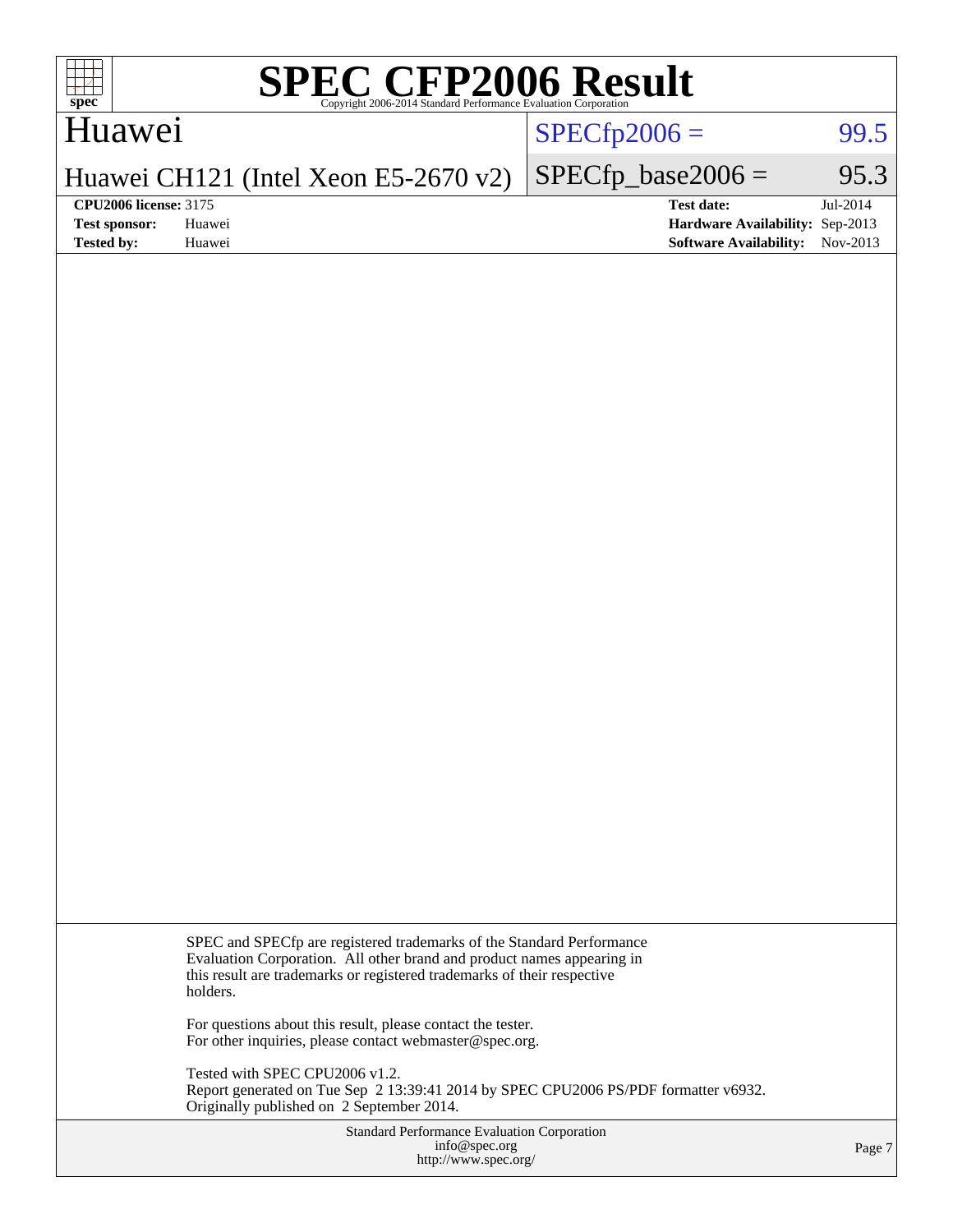SPEC and SPECfp are registered trademarks of the Standard Performance Evaluation Corporation. All other brand and product names appearing in this result are trademarks or registered trademarks of their respective holders.

For questions about this result, please contact the tester.
For other inquiries, please contact webmaster@spec.org.

Tested with SPEC CPU2006 v1.2.
Report generated on Tue Sep 2 13:39:41 2014 by SPEC CPU2006 PS/PDF formatter v6932.
Originally published on 2 September 2014.